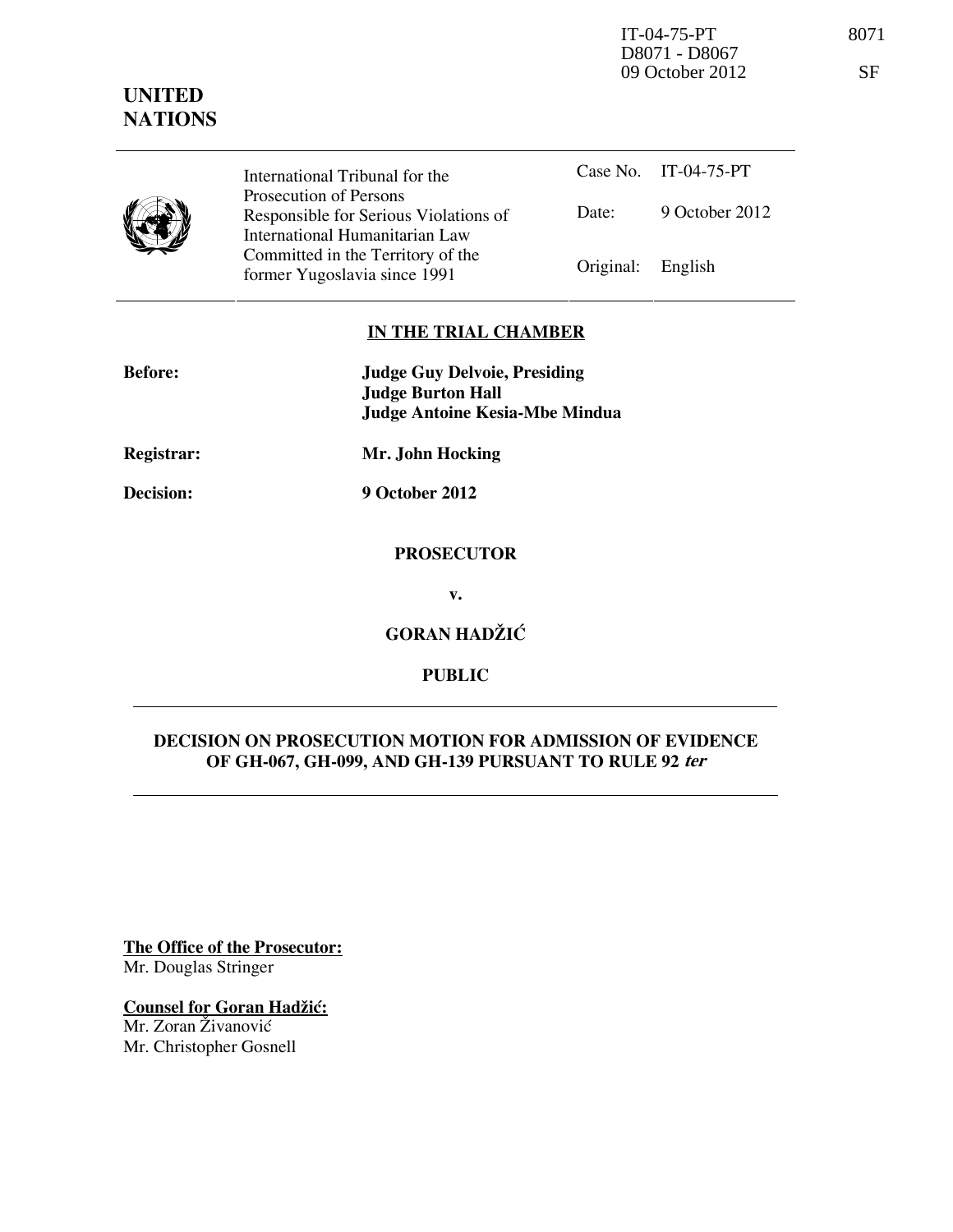IT-04-75-PT
D8071 - D8067
09 October 2012

# UNITED NATIONS

| | | |
|---|---|---|
| International Tribunal for the Prosecution of Persons Responsible for Serious Violations of International Humanitarian Law Committed in the Territory of the former Yugoslavia since 1991 | Case No. | IT-04-75-PT |
| | Date: | 9 October 2012 |
| | Original: | English |

**IN THE TRIAL CHAMBER**

**Before:** **Judge Guy Delvoie, Presiding**
**Judge Burton Hall**
**Judge Antoine Kesia-Mbe Mindua**

**Registrar:** **Mr. John Hocking**

**Decision:** **9 October 2012**

**PROSECUTOR**

**v.**

**GORAN HADŽIĆ**

**PUBLIC**

## DECISION ON PROSECUTION MOTION FOR ADMISSION OF EVIDENCE OF GH-067, GH-099, AND GH-139 PURSUANT TO RULE 92 *ter*

**The Office of the Prosecutor:**
Mr. Douglas Stringer

**Counsel for Goran Hadžić:**
Mr. Zoran Živanović
Mr. Christopher Gosnell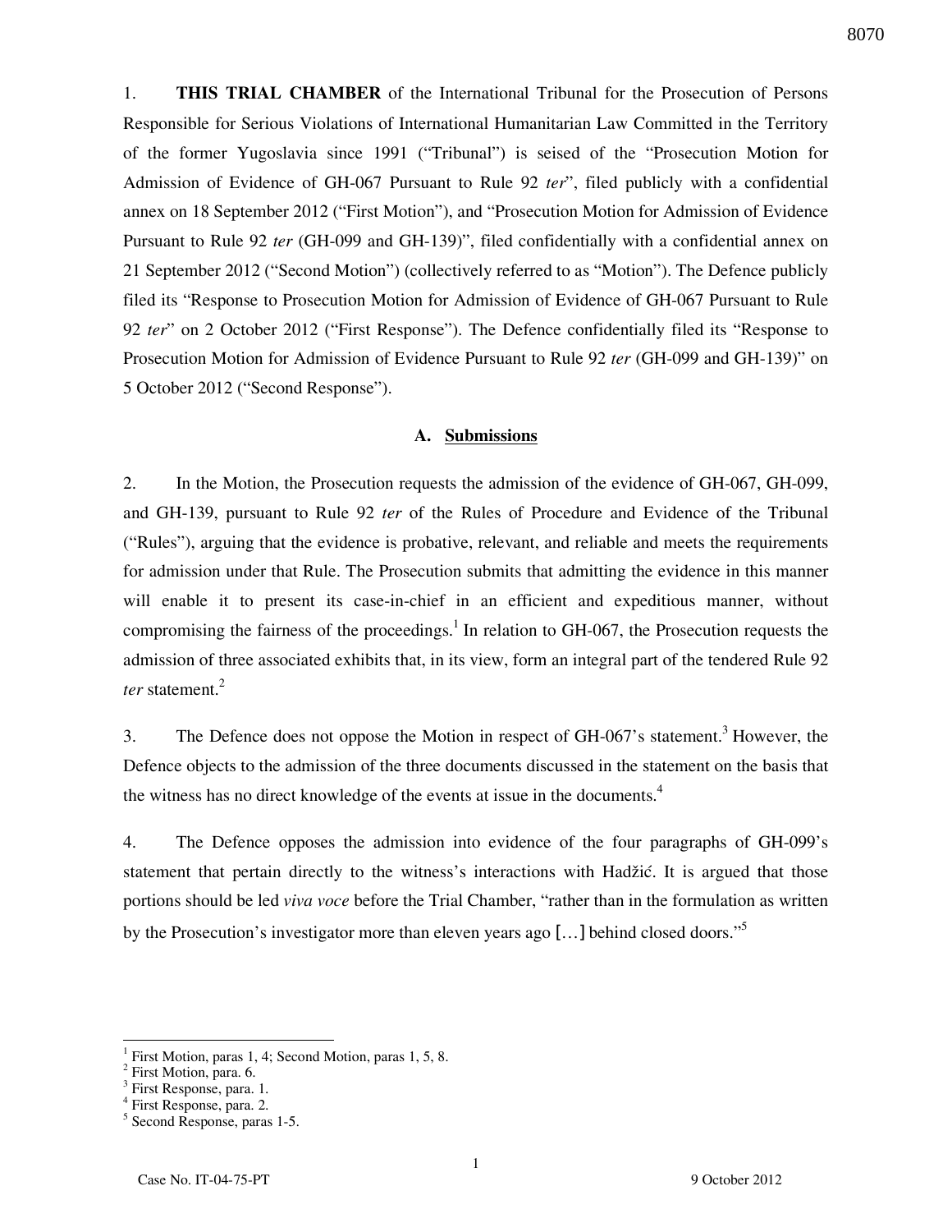1. **THIS TRIAL CHAMBER** of the International Tribunal for the Prosecution of Persons Responsible for Serious Violations of International Humanitarian Law Committed in the Territory of the former Yugoslavia since 1991 ("Tribunal") is seised of the "Prosecution Motion for Admission of Evidence of GH-067 Pursuant to Rule 92 *ter*", filed publicly with a confidential annex on 18 September 2012 ("First Motion"), and "Prosecution Motion for Admission of Evidence Pursuant to Rule 92 *ter* (GH-099 and GH-139)", filed confidentially with a confidential annex on 21 September 2012 ("Second Motion") (collectively referred to as "Motion"). The Defence publicly filed its "Response to Prosecution Motion for Admission of Evidence of GH-067 Pursuant to Rule 92 *ter*" on 2 October 2012 ("First Response"). The Defence confidentially filed its "Response to Prosecution Motion for Admission of Evidence Pursuant to Rule 92 *ter* (GH-099 and GH-139)" on 5 October 2012 ("Second Response").

## A. Submissions

2. In the Motion, the Prosecution requests the admission of the evidence of GH-067, GH-099, and GH-139, pursuant to Rule 92 *ter* of the Rules of Procedure and Evidence of the Tribunal ("Rules"), arguing that the evidence is probative, relevant, and reliable and meets the requirements for admission under that Rule. The Prosecution submits that admitting the evidence in this manner will enable it to present its case-in-chief in an efficient and expeditious manner, without compromising the fairness of the proceedings.[1] In relation to GH-067, the Prosecution requests the admission of three associated exhibits that, in its view, form an integral part of the tendered Rule 92 *ter* statement.[2]

3. The Defence does not oppose the Motion in respect of GH-067's statement.[3] However, the Defence objects to the admission of the three documents discussed in the statement on the basis that the witness has no direct knowledge of the events at issue in the documents.[4]

4. The Defence opposes the admission into evidence of the four paragraphs of GH-099's statement that pertain directly to the witness's interactions with Hadžić. It is argued that those portions should be led *viva voce* before the Trial Chamber, "rather than in the formulation as written by the Prosecution's investigator more than eleven years ago [...] behind closed doors."[5]

---

[1] First Motion, paras 1, 4; Second Motion, paras 1, 5, 8.
[2] First Motion, para. 6.
[3] First Response, para. 1.
[4] First Response, para. 2.
[5] Second Response, paras 1-5.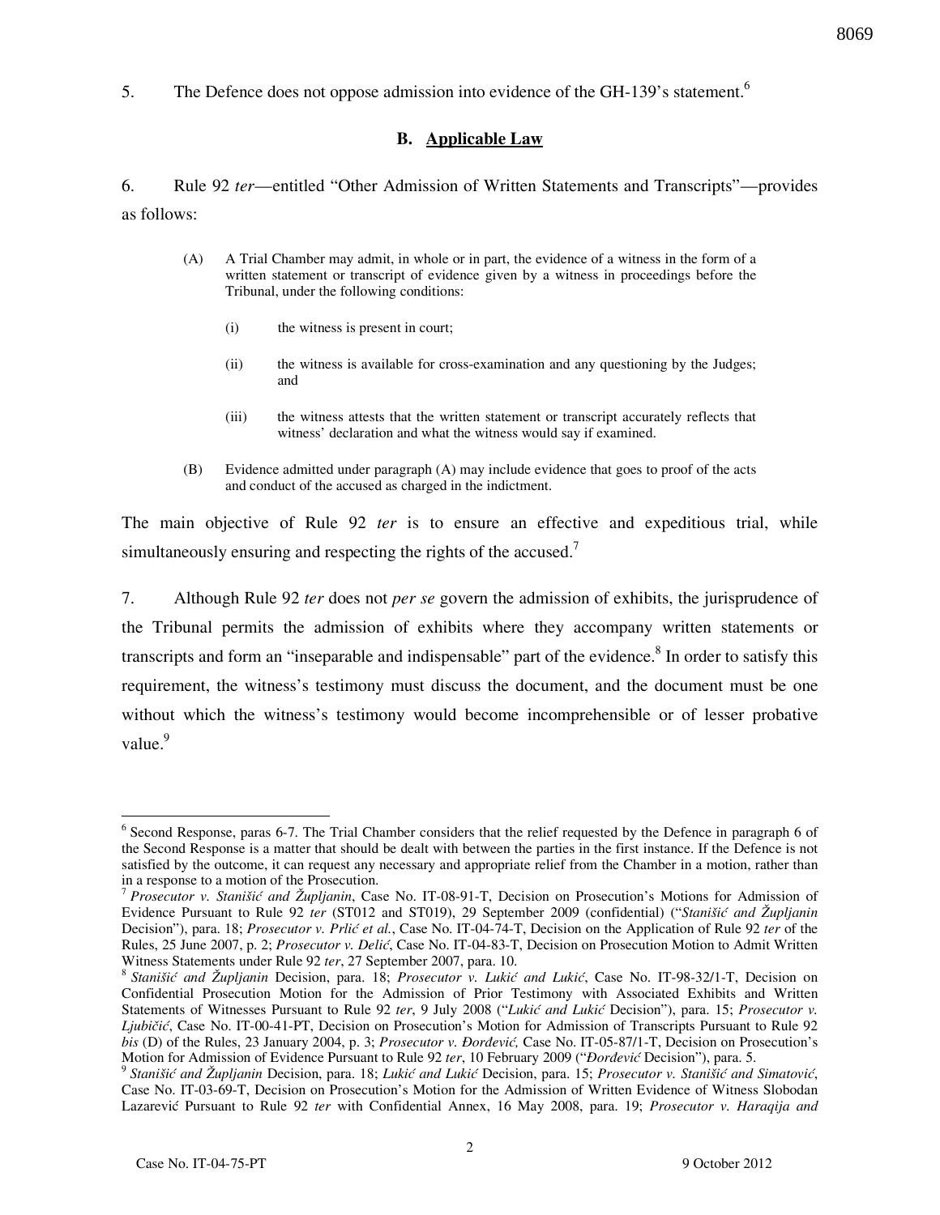5. The Defence does not oppose admission into evidence of the GH-139's statement.[6]

## B. Applicable Law

6. Rule 92 *ter*—entitled "Other Admission of Written Statements and Transcripts"—provides as follows:

> (A) A Trial Chamber may admit, in whole or in part, the evidence of a witness in the form of a written statement or transcript of evidence given by a witness in proceedings before the Tribunal, under the following conditions:
>
> (i) the witness is present in court;
>
> (ii) the witness is available for cross-examination and any questioning by the Judges; and
>
> (iii) the witness attests that the written statement or transcript accurately reflects that witness' declaration and what the witness would say if examined.
>
> (B) Evidence admitted under paragraph (A) may include evidence that goes to proof of the acts and conduct of the accused as charged in the indictment.

The main objective of Rule 92 *ter* is to ensure an effective and expeditious trial, while simultaneously ensuring and respecting the rights of the accused.[7]

7. Although Rule 92 *ter* does not *per se* govern the admission of exhibits, the jurisprudence of the Tribunal permits the admission of exhibits where they accompany written statements or transcripts and form an "inseparable and indispensable" part of the evidence.[8] In order to satisfy this requirement, the witness's testimony must discuss the document, and the document must be one without which the witness's testimony would become incomprehensible or of lesser probative value.[9]

---

[6] Second Response, paras 6-7. The Trial Chamber considers that the relief requested by the Defence in paragraph 6 of the Second Response is a matter that should be dealt with between the parties in the first instance. If the Defence is not satisfied by the outcome, it can request any necessary and appropriate relief from the Chamber in a motion, rather than in a response to a motion of the Prosecution.

[7] *Prosecutor v. Stanišić and Župljanin*, Case No. IT-08-91-T, Decision on Prosecution's Motions for Admission of Evidence Pursuant to Rule 92 *ter* (ST012 and ST019), 29 September 2009 (confidential) ("*Stanišić and Župljanin* Decision"), para. 18; *Prosecutor v. Prlić et al.*, Case No. IT-04-74-T, Decision on the Application of Rule 92 *ter* of the Rules, 25 June 2007, p. 2; *Prosecutor v. Delić*, Case No. IT-04-83-T, Decision on Prosecution Motion to Admit Written Witness Statements under Rule 92 *ter*, 27 September 2007, para. 10.

[8] *Stanišić and Župljanin* Decision, para. 18; *Prosecutor v. Lukić and Lukić*, Case No. IT-98-32/1-T, Decision on Confidential Prosecution Motion for the Admission of Prior Testimony with Associated Exhibits and Written Statements of Witnesses Pursuant to Rule 92 *ter*, 9 July 2008 ("*Lukić and Lukić* Decision"), para. 15; *Prosecutor v. Ljubičić*, Case No. IT-00-41-PT, Decision on Prosecution's Motion for Admission of Transcripts Pursuant to Rule 92 *bis* (D) of the Rules, 23 January 2004, p. 3; *Prosecutor v. Đorđević*, Case No. IT-05-87/1-T, Decision on Prosecution's Motion for Admission of Evidence Pursuant to Rule 92 *ter*, 10 February 2009 ("*Đorđević* Decision"), para. 5.

[9] *Stanišić and Župljanin* Decision, para. 18; *Lukić and Lukić* Decision, para. 15; *Prosecutor v. Stanišić and Simatović*, Case No. IT-03-69-T, Decision on Prosecution's Motion for the Admission of Written Evidence of Witness Slobodan Lazarević Pursuant to Rule 92 *ter* with Confidential Annex, 16 May 2008, para. 19; *Prosecutor v. Haraqija and*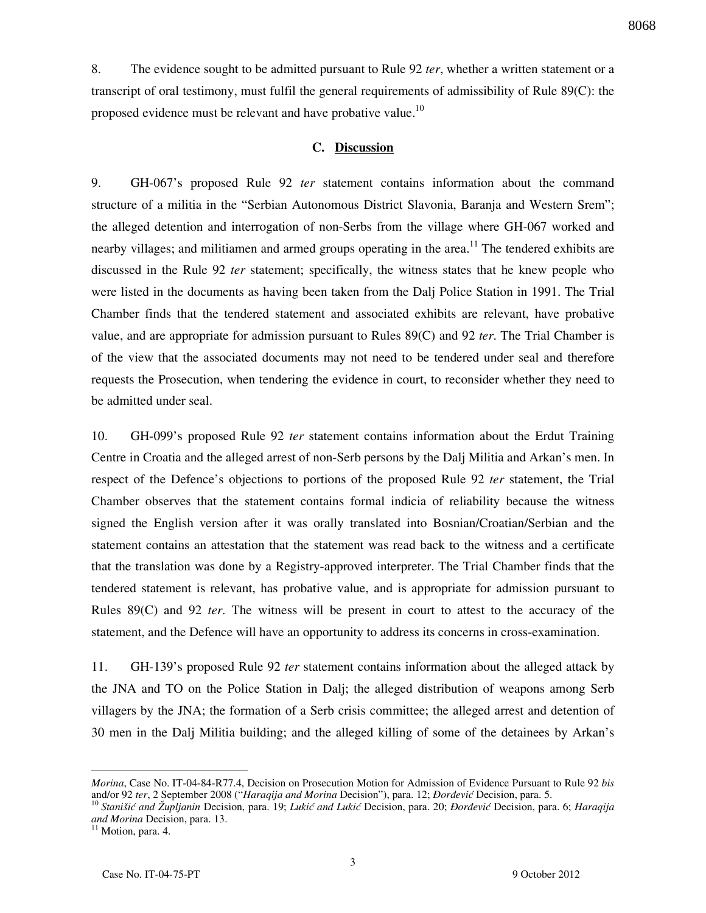8. The evidence sought to be admitted pursuant to Rule 92 *ter*, whether a written statement or a transcript of oral testimony, must fulfil the general requirements of admissibility of Rule 89(C): the proposed evidence must be relevant and have probative value.[10]

## C. Discussion

9. GH-067's proposed Rule 92 *ter* statement contains information about the command structure of a militia in the "Serbian Autonomous District Slavonia, Baranja and Western Srem"; the alleged detention and interrogation of non-Serbs from the village where GH-067 worked and nearby villages; and militiamen and armed groups operating in the area.[11] The tendered exhibits are discussed in the Rule 92 *ter* statement; specifically, the witness states that he knew people who were listed in the documents as having been taken from the Dalj Police Station in 1991. The Trial Chamber finds that the tendered statement and associated exhibits are relevant, have probative value, and are appropriate for admission pursuant to Rules 89(C) and 92 *ter*. The Trial Chamber is of the view that the associated documents may not need to be tendered under seal and therefore requests the Prosecution, when tendering the evidence in court, to reconsider whether they need to be admitted under seal.

10. GH-099's proposed Rule 92 *ter* statement contains information about the Erdut Training Centre in Croatia and the alleged arrest of non-Serb persons by the Dalj Militia and Arkan's men. In respect of the Defence's objections to portions of the proposed Rule 92 *ter* statement, the Trial Chamber observes that the statement contains formal indicia of reliability because the witness signed the English version after it was orally translated into Bosnian/Croatian/Serbian and the statement contains an attestation that the statement was read back to the witness and a certificate that the translation was done by a Registry-approved interpreter. The Trial Chamber finds that the tendered statement is relevant, has probative value, and is appropriate for admission pursuant to Rules 89(C) and 92 *ter*. The witness will be present in court to attest to the accuracy of the statement, and the Defence will have an opportunity to address its concerns in cross-examination.

11. GH-139's proposed Rule 92 *ter* statement contains information about the alleged attack by the JNA and TO on the Police Station in Dalj; the alleged distribution of weapons among Serb villagers by the JNA; the formation of a Serb crisis committee; the alleged arrest and detention of 30 men in the Dalj Militia building; and the alleged killing of some of the detainees by Arkan's

---

*Morina*, Case No. IT-04-84-R77.4, Decision on Prosecution Motion for Admission of Evidence Pursuant to Rule 92 *bis* and/or 92 *ter*, 2 September 2008 ("*Haraqija and Morina* Decision"), para. 12; *Đorđević* Decision, para. 5.

[10] *Stanišić and Župljanin* Decision, para. 19; *Lukić and Lukić* Decision, para. 20; *Đorđević* Decision, para. 6; *Haraqija and Morina* Decision, para. 13.

[11] Motion, para. 4.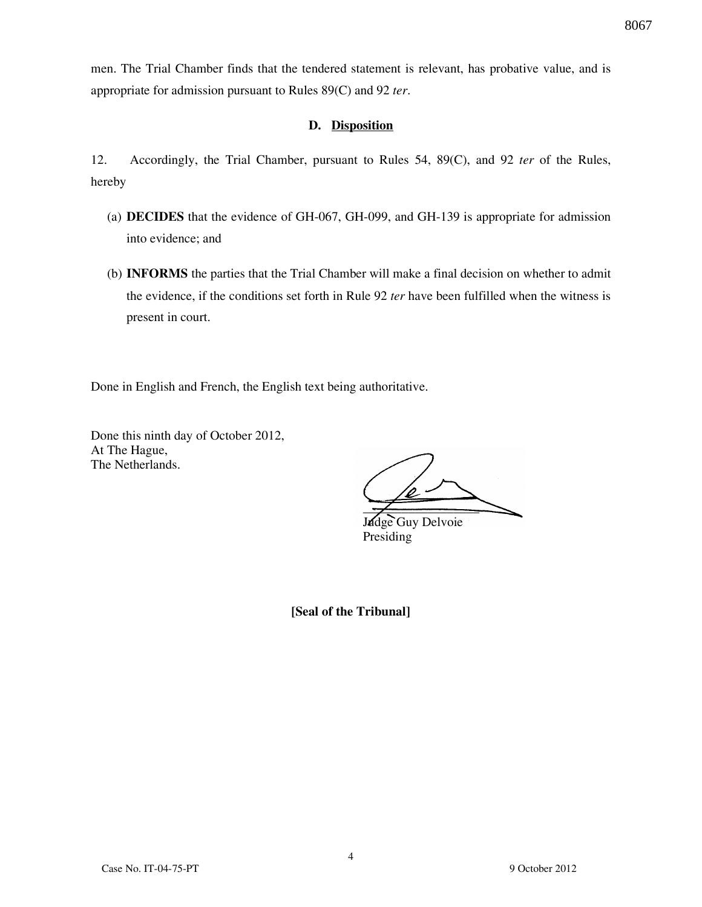men. The Trial Chamber finds that the tendered statement is relevant, has probative value, and is appropriate for admission pursuant to Rules 89(C) and 92 *ter*.

### D. Disposition

12. Accordingly, the Trial Chamber, pursuant to Rules 54, 89(C), and 92 *ter* of the Rules, hereby

(a) **DECIDES** that the evidence of GH-067, GH-099, and GH-139 is appropriate for admission into evidence; and

(b) **INFORMS** the parties that the Trial Chamber will make a final decision on whether to admit the evidence, if the conditions set forth in Rule 92 *ter* have been fulfilled when the witness is present in court.

Done in English and French, the English text being authoritative.

Done this ninth day of October 2012,
At The Hague,
The Netherlands.

Judge Guy Delvoie
Presiding

**[Seal of the Tribunal]**